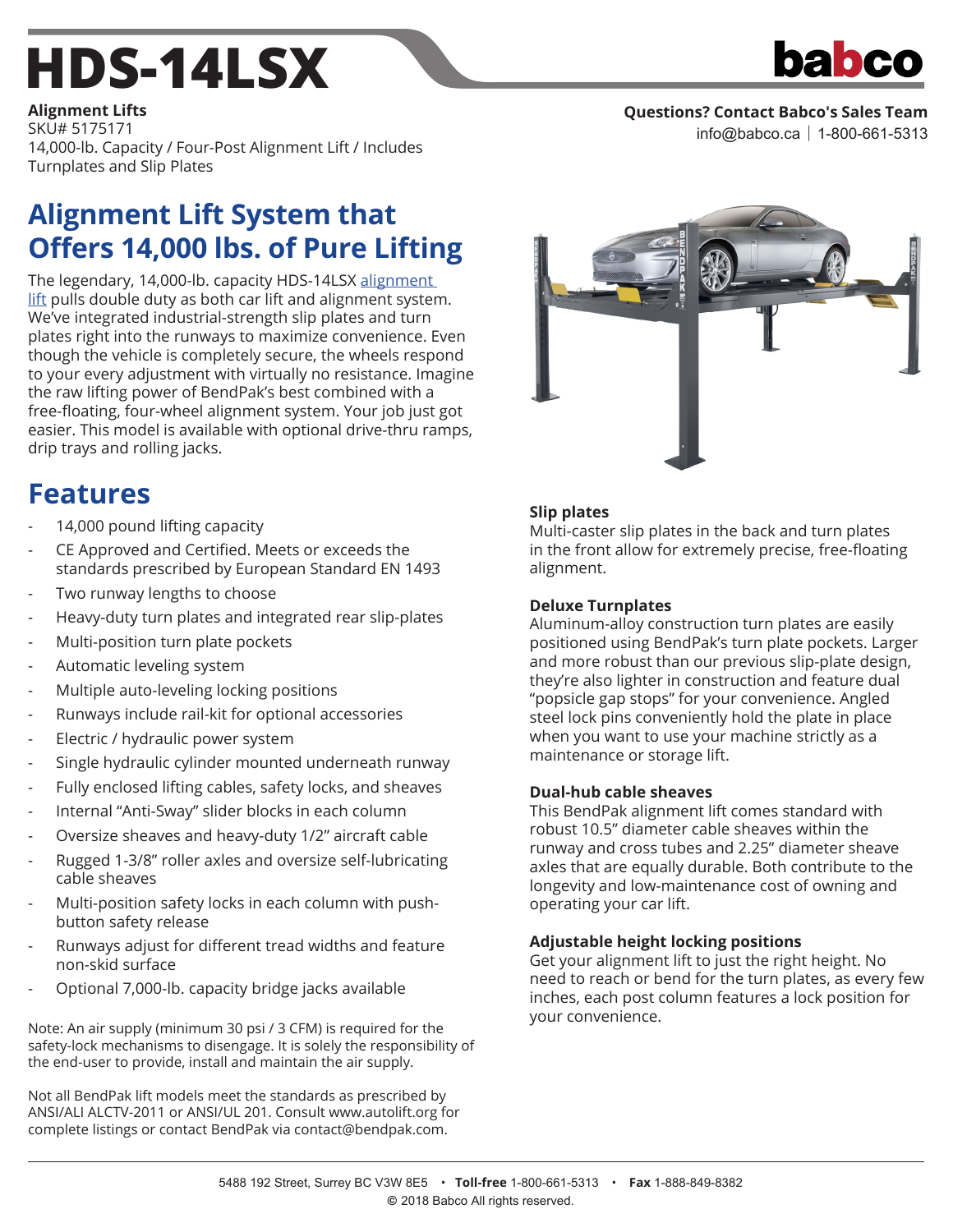# HDS-14LSX

**Alignment Lifts**
SKU# 5175171
14,000-lb. Capacity / Four-Post Alignment Lift / Includes Turnplates and Slip Plates

**Questions? Contact Babco's Sales Team**
info@babco.ca | 1-800-661-5313

## Alignment Lift System that Offers 14,000 lbs. of Pure Lifting

The legendary, 14,000-lb. capacity HDS-14LSX alignment lift pulls double duty as both car lift and alignment system. We've integrated industrial-strength slip plates and turn plates right into the runways to maximize convenience. Even though the vehicle is completely secure, the wheels respond to your every adjustment with virtually no resistance. Imagine the raw lifting power of BendPak's best combined with a free-floating, four-wheel alignment system. Your job just got easier. This model is available with optional drive-thru ramps, drip trays and rolling jacks.

## Features

- 14,000 pound lifting capacity
- CE Approved and Certified. Meets or exceeds the standards prescribed by European Standard EN 1493
- Two runway lengths to choose
- Heavy-duty turn plates and integrated rear slip-plates
- Multi-position turn plate pockets
- Automatic leveling system
- Multiple auto-leveling locking positions
- Runways include rail-kit for optional accessories
- Electric / hydraulic power system
- Single hydraulic cylinder mounted underneath runway
- Fully enclosed lifting cables, safety locks, and sheaves
- Internal "Anti-Sway" slider blocks in each column
- Oversize sheaves and heavy-duty 1/2" aircraft cable
- Rugged 1-3/8" roller axles and oversize self-lubricating cable sheaves
- Multi-position safety locks in each column with push-button safety release
- Runways adjust for different tread widths and feature non-skid surface
- Optional 7,000-lb. capacity bridge jacks available

Note: An air supply (minimum 30 psi / 3 CFM) is required for the safety-lock mechanisms to disengage. It is solely the responsibility of the end-user to provide, install and maintain the air supply.

Not all BendPak lift models meet the standards as prescribed by ANSI/ALI ALCTV-2011 or ANSI/UL 201. Consult www.autolift.org for complete listings or contact BendPak via contact@bendpak.com.

### Slip plates

Multi-caster slip plates in the back and turn plates in the front allow for extremely precise, free-floating alignment.

### Deluxe Turnplates

Aluminum-alloy construction turn plates are easily positioned using BendPak's turn plate pockets. Larger and more robust than our previous slip-plate design, they're also lighter in construction and feature dual "popsicle gap stops" for your convenience. Angled steel lock pins conveniently hold the plate in place when you want to use your machine strictly as a maintenance or storage lift.

### Dual-hub cable sheaves

This BendPak alignment lift comes standard with robust 10.5" diameter cable sheaves within the runway and cross tubes and 2.25" diameter sheave axles that are equally durable. Both contribute to the longevity and low-maintenance cost of owning and operating your car lift.

### Adjustable height locking positions

Get your alignment lift to just the right height. No need to reach or bend for the turn plates, as every few inches, each post column features a lock position for your convenience.

5488 192 Street, Surrey BC V3W 8E5 • **Toll-free** 1-800-661-5313 • **Fax** 1-888-849-8382
© 2018 Babco All rights reserved.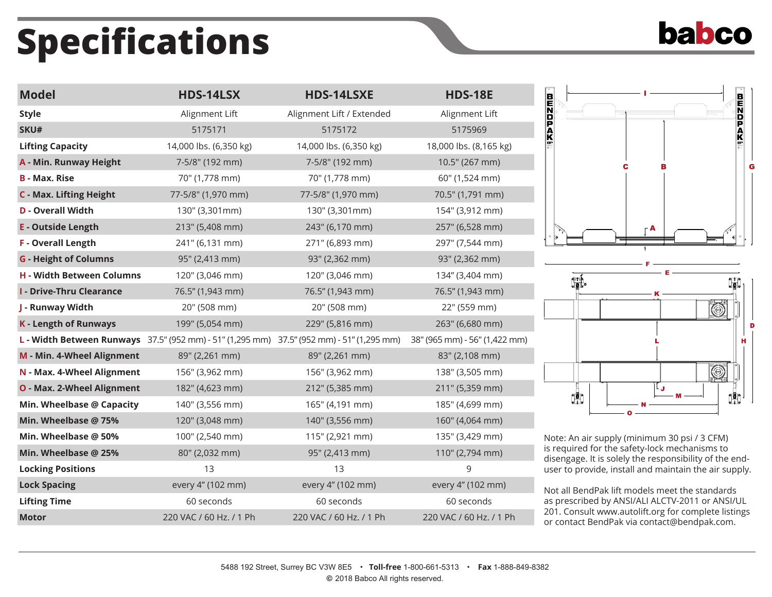# Specifications

babco

| Model | HDS-14LSX | HDS-14LSXE | HDS-18E |
|---|---|---|---|
| Style | Alignment Lift | Alignment Lift / Extended | Alignment Lift |
| SKU# | 5175171 | 5175172 | 5175969 |
| Lifting Capacity | 14,000 lbs. (6,350 kg) | 14,000 lbs. (6,350 kg) | 18,000 lbs. (8,165 kg) |
| A - Min. Runway Height | 7-5/8" (192 mm) | 7-5/8" (192 mm) | 10.5" (267 mm) |
| B - Max. Rise | 70" (1,778 mm) | 70" (1,778 mm) | 60" (1,524 mm) |
| C - Max. Lifting Height | 77-5/8" (1,970 mm) | 77-5/8" (1,970 mm) | 70.5" (1,791 mm) |
| D - Overall Width | 130" (3,301mm) | 130" (3,301mm) | 154" (3,912 mm) |
| E - Outside Length | 213" (5,408 mm) | 243" (6,170 mm) | 257" (6,528 mm) |
| F - Overall Length | 241" (6,131 mm) | 271" (6,893 mm) | 297" (7,544 mm) |
| G - Height of Columns | 95" (2,413 mm) | 93" (2,362 mm) | 93" (2,362 mm) |
| H - Width Between Columns | 120" (3,046 mm) | 120" (3,046 mm) | 134" (3,404 mm) |
| I - Drive-Thru Clearance | 76.5" (1,943 mm) | 76.5" (1,943 mm) | 76.5" (1,943 mm) |
| J - Runway Width | 20" (508 mm) | 20" (508 mm) | 22" (559 mm) |
| K - Length of Runways | 199" (5,054 mm) | 229" (5,816 mm) | 263" (6,680 mm) |
| L - Width Between Runways | 37.5" (952 mm) - 51" (1,295 mm) | 37.5" (952 mm) - 51" (1,295 mm) | 38" (965 mm) - 56" (1,422 mm) |
| M - Min. 4-Wheel Alignment | 89" (2,261 mm) | 89" (2,261 mm) | 83" (2,108 mm) |
| N - Max. 4-Wheel Alignment | 156" (3,962 mm) | 156" (3,962 mm) | 138" (3,505 mm) |
| O - Max. 2-Wheel Alignment | 182" (4,623 mm) | 212" (5,385 mm) | 211" (5,359 mm) |
| Min. Wheelbase @ Capacity | 140" (3,556 mm) | 165" (4,191 mm) | 185" (4,699 mm) |
| Min. Wheelbase @ 75% | 120" (3,048 mm) | 140" (3,556 mm) | 160" (4,064 mm) |
| Min. Wheelbase @ 50% | 100" (2,540 mm) | 115" (2,921 mm) | 135" (3,429 mm) |
| Min. Wheelbase @ 25% | 80" (2,032 mm) | 95" (2,413 mm) | 110" (2,794 mm) |
| Locking Positions | 13 | 13 | 9 |
| Lock Spacing | every 4" (102 mm) | every 4" (102 mm) | every 4" (102 mm) |
| Lifting Time | 60 seconds | 60 seconds | 60 seconds |
| Motor | 220 VAC / 60 Hz. / 1 Ph | 220 VAC / 60 Hz. / 1 Ph | 220 VAC / 60 Hz. / 1 Ph |

Note: An air supply (minimum 30 psi / 3 CFM) is required for the safety-lock mechanisms to disengage. It is solely the responsibility of the end-user to provide, install and maintain the air supply.

Not all BendPak lift models meet the standards as prescribed by ANSI/ALI ALCTV-2011 or ANSI/UL 201. Consult www.autolift.org for complete listings or contact BendPak via contact@bendpak.com.

5488 192 Street, Surrey BC V3W 8E5 • **Toll-free** 1-800-661-5313 • **Fax** 1-888-849-8382

© 2018 Babco All rights reserved.